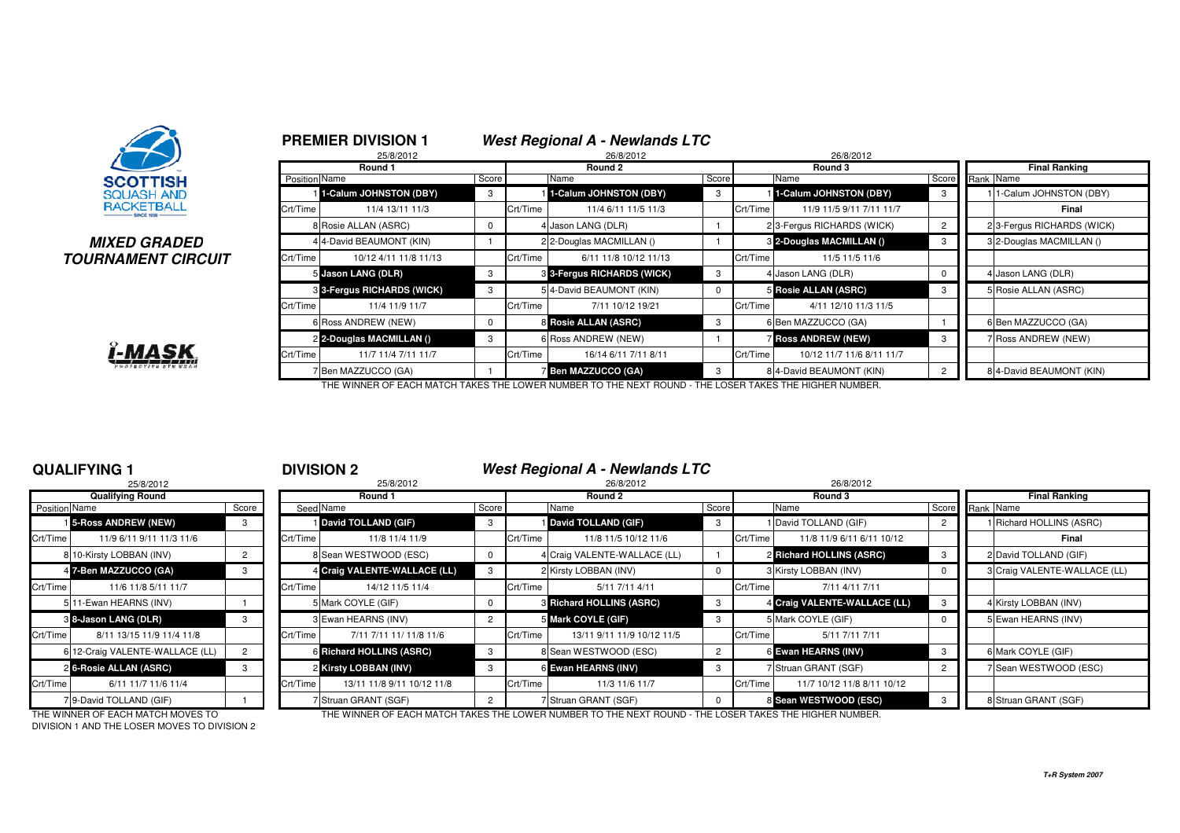**SCOTTISH SQUASH AND RACKETBALL**

***MIXED GRADED TOURNAMENT CIRCUIT***

## PREMIER DIVISION 1 — *West Regional A - Newlands LTC*

| Round 1 (25/8/2012) | | | Round 2 (26/8/2012) | | | Round 3 (26/8/2012) | | | Final Ranking | |
|---|---|---|---|---|---|---|---|---|---|---|
| Position | Name | Score | | Name | Score | | Name | Score | Rank | Name |
| 1 | **1-Calum JOHNSTON (DBY)** | 3 | 1 | **1-Calum JOHNSTON (DBY)** | 3 | 1 | **1-Calum JOHNSTON (DBY)** | 3 | 1 | 1-Calum JOHNSTON (DBY) |
| Crt/Time | 11/4 13/11 11/3 | | Crt/Time | 11/4 6/11 11/5 11/3 | | Crt/Time | 11/9 11/5 9/11 7/11 11/7 | | | **Final** |
| 8 | Rosie ALLAN (ASRC) | 0 | 4 | Jason LANG (DLR) | 1 | 2 | 3-Fergus RICHARDS (WICK) | 2 | 2 | 3-Fergus RICHARDS (WICK) |
| 4 | 4-David BEAUMONT (KIN) | 1 | 2 | 2-Douglas MACMILLAN () | 1 | 3 | **2-Douglas MACMILLAN ()** | 3 | 3 | 2-Douglas MACMILLAN () |
| Crt/Time | 10/12 4/11 11/8 11/13 | | Crt/Time | 6/11 11/8 10/12 11/13 | | Crt/Time | 11/5 11/5 11/6 | | | |
| 5 | **Jason LANG (DLR)** | 3 | 3 | **3-Fergus RICHARDS (WICK)** | 3 | 4 | Jason LANG (DLR) | 0 | 4 | Jason LANG (DLR) |
| 3 | **3-Fergus RICHARDS (WICK)** | 3 | 5 | 4-David BEAUMONT (KIN) | 0 | 5 | **Rosie ALLAN (ASRC)** | 3 | 5 | Rosie ALLAN (ASRC) |
| Crt/Time | 11/4 11/9 11/7 | | Crt/Time | 7/11 10/12 19/21 | | Crt/Time | 4/11 12/10 11/3 11/5 | | | |
| 6 | Ross ANDREW (NEW) | 0 | 8 | **Rosie ALLAN (ASRC)** | 3 | 6 | Ben MAZZUCCO (GA) | 1 | 6 | Ben MAZZUCCO (GA) |
| 2 | **2-Douglas MACMILLAN ()** | 3 | 6 | Ross ANDREW (NEW) | 1 | 7 | **Ross ANDREW (NEW)** | 3 | 7 | Ross ANDREW (NEW) |
| Crt/Time | 11/7 11/4 7/11 11/7 | | Crt/Time | 16/14 6/11 7/11 8/11 | | Crt/Time | 10/12 11/7 11/6 8/11 11/7 | | | |
| 7 | Ben MAZZUCCO (GA) | 1 | 7 | **Ben MAZZUCCO (GA)** | 3 | 8 | 4-David BEAUMONT (KIN) | 2 | 8 | 4-David BEAUMONT (KIN) |

THE WINNER OF EACH MATCH TAKES THE LOWER NUMBER TO THE NEXT ROUND - THE LOSER TAKES THE HIGHER NUMBER.

## QUALIFYING 1

25/8/2012

| Qualifying Round | | |
|---|---|---|
| Position | Name | Score |
| 1 | **5-Ross ANDREW (NEW)** | 3 |
| Crt/Time | 11/9 6/11 9/11 11/3 11/6 | |
| 8 | 10-Kirsty LOBBAN (INV) | 2 |
| 4 | **7-Ben MAZZUCCO (GA)** | 3 |
| Crt/Time | 11/6 11/8 5/11 11/7 | |
| 5 | 11-Ewan HEARNS (INV) | 1 |
| 3 | **8-Jason LANG (DLR)** | 3 |
| Crt/Time | 8/11 13/15 11/9 11/4 11/8 | |
| 6 | 12-Craig VALENTE-WALLACE (LL) | 2 |
| 2 | **6-Rosie ALLAN (ASRC)** | 3 |
| Crt/Time | 6/11 11/7 11/6 11/4 | |
| 7 | 9-David TOLLAND (GIF) | 1 |

THE WINNER OF EACH MATCH MOVES TO DIVISION 1 AND THE LOSER MOVES TO DIVISION 2

## DIVISION 2 — *West Regional A - Newlands LTC*

| Round 1 (25/8/2012) | | | Round 2 (26/8/2012) | | | Round 3 (26/8/2012) | | | Final Ranking | |
|---|---|---|---|---|---|---|---|---|---|---|
| Seed | Name | Score | | Name | Score | | Name | Score | Rank | Name |
| 1 | **David TOLLAND (GIF)** | 3 | 1 | **David TOLLAND (GIF)** | 3 | 1 | David TOLLAND (GIF) | 2 | 1 | Richard HOLLINS (ASRC) |
| Crt/Time | 11/8 11/4 11/9 | | Crt/Time | 11/8 11/5 10/12 11/6 | | Crt/Time | 11/8 11/9 6/11 6/11 10/12 | | | **Final** |
| 8 | Sean WESTWOOD (ESC) | 0 | 4 | Craig VALENTE-WALLACE (LL) | 1 | 2 | **Richard HOLLINS (ASRC)** | 3 | 2 | David TOLLAND (GIF) |
| 4 | **Craig VALENTE-WALLACE (LL)** | 3 | 2 | Kirsty LOBBAN (INV) | 0 | 3 | Kirsty LOBBAN (INV) | 0 | 3 | Craig VALENTE-WALLACE (LL) |
| Crt/Time | 14/12 11/5 11/4 | | Crt/Time | 5/11 7/11 4/11 | | Crt/Time | 7/11 4/11 7/11 | | | |
| 5 | Mark COYLE (GIF) | 0 | 3 | **Richard HOLLINS (ASRC)** | 3 | 4 | **Craig VALENTE-WALLACE (LL)** | 3 | 4 | Kirsty LOBBAN (INV) |
| 3 | Ewan HEARNS (INV) | 2 | 5 | **Mark COYLE (GIF)** | 3 | 5 | Mark COYLE (GIF) | 0 | 5 | Ewan HEARNS (INV) |
| Crt/Time | 7/11 7/11 11/ 11/8 11/6 | | Crt/Time | 13/11 9/11 11/9 10/12 11/5 | | Crt/Time | 5/11 7/11 7/11 | | | |
| 6 | **Richard HOLLINS (ASRC)** | 3 | 8 | Sean WESTWOOD (ESC) | 2 | 6 | **Ewan HEARNS (INV)** | 3 | 6 | Mark COYLE (GIF) |
| 2 | **Kirsty LOBBAN (INV)** | 3 | 6 | **Ewan HEARNS (INV)** | 3 | 7 | Struan GRANT (SGF) | 2 | 7 | Sean WESTWOOD (ESC) |
| Crt/Time | 13/11 11/8 9/11 10/12 11/8 | | Crt/Time | 11/3 11/6 11/7 | | Crt/Time | 11/7 10/12 11/8 8/11 10/12 | | | |
| 7 | Struan GRANT (SGF) | 2 | 7 | Struan GRANT (SGF) | 0 | 8 | **Sean WESTWOOD (ESC)** | 3 | 8 | Struan GRANT (SGF) |

THE WINNER OF EACH MATCH TAKES THE LOWER NUMBER TO THE NEXT ROUND - THE LOSER TAKES THE HIGHER NUMBER.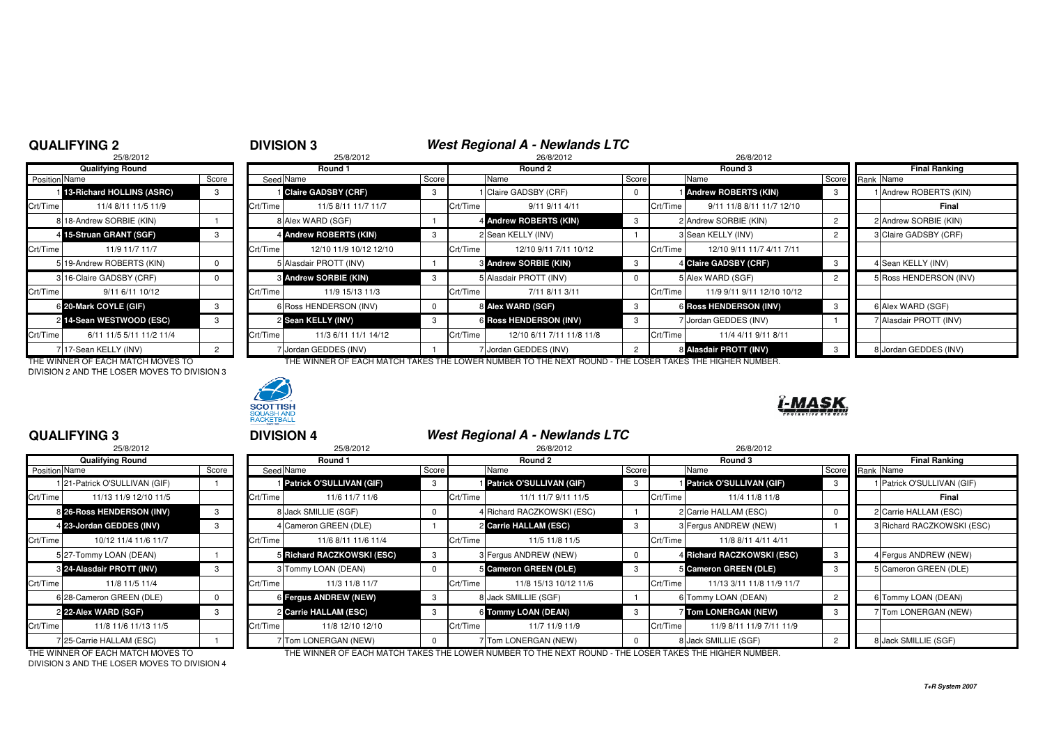## QUALIFYING 2

25/8/2012

| Qualifying Round | | |
|---|---|---|
| Position | Name | Score |
| 1 | 13-Richard HOLLINS (ASRC) | 3 |
| Crt/Time | 11/4 8/11 11/5 11/9 | |
| 8 | 18-Andrew SORBIE (KIN) | 1 |
| 4 | 15-Struan GRANT (SGF) | 3 |
| Crt/Time | 11/9 11/7 11/7 | |
| 5 | 19-Andrew ROBERTS (KIN) | 0 |
| 3 | 16-Claire GADSBY (CRF) | 0 |
| Crt/Time | 9/11 6/11 10/12 | |
| 6 | 20-Mark COYLE (GIF) | 3 |
| 2 | 14-Sean WESTWOOD (ESC) | 3 |
| Crt/Time | 6/11 11/5 5/11 11/2 11/4 | |
| 7 | 17-Sean KELLY (INV) | 2 |

THE WINNER OF EACH MATCH MOVES TO DIVISION 2 AND THE LOSER MOVES TO DIVISION 3

## DIVISION 3

### West Regional A - Newlands LTC

| Round 1 (25/8/2012) | | | Round 2 (26/8/2012) | | | Round 3 (26/8/2012) | | | Final Ranking | |
|---|---|---|---|---|---|---|---|---|---|---|
| Seed | Name | Score | | Name | Score | | Name | Score | Rank | Name |
| 1 | Claire GADSBY (CRF) | 3 | 1 | Claire GADSBY (CRF) | 0 | 1 | Andrew ROBERTS (KIN) | 3 | 1 | Andrew ROBERTS (KIN) |
| Crt/Time | 11/5 8/11 11/7 11/7 | | Crt/Time | 9/11 9/11 4/11 | | Crt/Time | 9/11 11/8 8/11 11/7 12/10 | | | Final |
| 8 | Alex WARD (SGF) | 1 | 4 | Andrew ROBERTS (KIN) | 3 | 2 | Andrew SORBIE (KIN) | 2 | 2 | Andrew SORBIE (KIN) |
| 4 | Andrew ROBERTS (KIN) | 3 | 2 | Sean KELLY (INV) | 1 | 3 | Sean KELLY (INV) | 2 | 3 | Claire GADSBY (CRF) |
| Crt/Time | 12/10 11/9 10/12 12/10 | | Crt/Time | 12/10 9/11 7/11 10/12 | | Crt/Time | 12/10 9/11 11/7 4/11 7/11 | | | |
| 5 | Alasdair PROTT (INV) | 1 | 3 | Andrew SORBIE (KIN) | 3 | 4 | Claire GADSBY (CRF) | 3 | 4 | Sean KELLY (INV) |
| 3 | Andrew SORBIE (KIN) | 3 | 5 | Alasdair PROTT (INV) | 0 | 5 | Alex WARD (SGF) | 2 | 5 | Ross HENDERSON (INV) |
| Crt/Time | 11/9 15/13 11/3 | | Crt/Time | 7/11 8/11 3/11 | | Crt/Time | 11/9 9/11 9/11 12/10 10/12 | | | |
| 6 | Ross HENDERSON (INV) | 0 | 8 | Alex WARD (SGF) | 3 | 6 | Ross HENDERSON (INV) | 3 | 6 | Alex WARD (SGF) |
| 2 | Sean KELLY (INV) | 3 | 6 | Ross HENDERSON (INV) | 3 | 7 | Jordan GEDDES (INV) | 1 | 7 | Alasdair PROTT (INV) |
| Crt/Time | 11/3 6/11 11/1 14/12 | | Crt/Time | 12/10 6/11 7/11 11/8 11/8 | | Crt/Time | 11/4 4/11 9/11 8/11 | | | |
| 7 | Jordan GEDDES (INV) | 1 | 7 | Jordan GEDDES (INV) | 2 | 8 | Alasdair PROTT (INV) | 3 | 8 | Jordan GEDDES (INV) |

THE WINNER OF EACH MATCH TAKES THE LOWER NUMBER TO THE NEXT ROUND - THE LOSER TAKES THE HIGHER NUMBER.

## QUALIFYING 3

25/8/2012

| Qualifying Round | | |
|---|---|---|
| Position | Name | Score |
| 1 | 21-Patrick O'SULLIVAN (GIF) | 1 |
| Crt/Time | 11/13 11/9 12/10 11/5 | |
| 8 | 26-Ross HENDERSON (INV) | 3 |
| 4 | 23-Jordan GEDDES (INV) | 3 |
| Crt/Time | 10/12 11/4 11/6 11/7 | |
| 5 | 27-Tommy LOAN (DEAN) | 1 |
| 3 | 24-Alasdair PROTT (INV) | 3 |
| Crt/Time | 11/8 11/5 11/4 | |
| 6 | 28-Cameron GREEN (DLE) | 0 |
| 2 | 22-Alex WARD (SGF) | 3 |
| Crt/Time | 11/8 11/6 11/13 11/5 | |
| 7 | 25-Carrie HALLAM (ESC) | 1 |

THE WINNER OF EACH MATCH MOVES TO DIVISION 3 AND THE LOSER MOVES TO DIVISION 4

## DIVISION 4

### West Regional A - Newlands LTC

| Round 1 (25/8/2012) | | | Round 2 (26/8/2012) | | | Round 3 (26/8/2012) | | | Final Ranking | |
|---|---|---|---|---|---|---|---|---|---|---|
| Seed | Name | Score | | Name | Score | | Name | Score | Rank | Name |
| 1 | Patrick O'SULLIVAN (GIF) | 3 | 1 | Patrick O'SULLIVAN (GIF) | 3 | 1 | Patrick O'SULLIVAN (GIF) | 3 | 1 | Patrick O'SULLIVAN (GIF) |
| Crt/Time | 11/6 11/7 11/6 | | Crt/Time | 11/1 11/7 9/11 11/5 | | Crt/Time | 11/4 11/8 11/8 | | | Final |
| 8 | Jack SMILLIE (SGF) | 0 | 4 | Richard RACZKOWSKI (ESC) | 1 | 2 | Carrie HALLAM (ESC) | 0 | 2 | Carrie HALLAM (ESC) |
| 4 | Cameron GREEN (DLE) | 1 | 2 | Carrie HALLAM (ESC) | 3 | 3 | Fergus ANDREW (NEW) | 1 | 3 | Richard RACZKOWSKI (ESC) |
| Crt/Time | 11/6 8/11 11/6 11/4 | | Crt/Time | 11/5 11/8 11/5 | | Crt/Time | 11/8 8/11 4/11 4/11 | | | |
| 5 | Richard RACZKOWSKI (ESC) | 3 | 3 | Fergus ANDREW (NEW) | 0 | 4 | Richard RACZKOWSKI (ESC) | 3 | 4 | Fergus ANDREW (NEW) |
| 3 | Tommy LOAN (DEAN) | 0 | 5 | Cameron GREEN (DLE) | 3 | 5 | Cameron GREEN (DLE) | 3 | 5 | Cameron GREEN (DLE) |
| Crt/Time | 11/3 11/8 11/7 | | Crt/Time | 11/8 15/13 10/12 11/6 | | Crt/Time | 11/13 3/11 11/8 11/9 11/7 | | | |
| 6 | Fergus ANDREW (NEW) | 3 | 8 | Jack SMILLIE (SGF) | 1 | 6 | Tommy LOAN (DEAN) | 2 | 6 | Tommy LOAN (DEAN) |
| 2 | Carrie HALLAM (ESC) | 3 | 6 | Tommy LOAN (DEAN) | 3 | 7 | Tom LONERGAN (NEW) | 3 | 7 | Tom LONERGAN (NEW) |
| Crt/Time | 11/8 12/10 12/10 | | Crt/Time | 11/7 11/9 11/9 | | Crt/Time | 11/9 8/11 11/9 7/11 11/9 | | | |
| 7 | Tom LONERGAN (NEW) | 0 | 7 | Tom LONERGAN (NEW) | 0 | 8 | Jack SMILLIE (SGF) | 2 | 8 | Jack SMILLIE (SGF) |

THE WINNER OF EACH MATCH TAKES THE LOWER NUMBER TO THE NEXT ROUND - THE LOSER TAKES THE HIGHER NUMBER.

T+R System 2007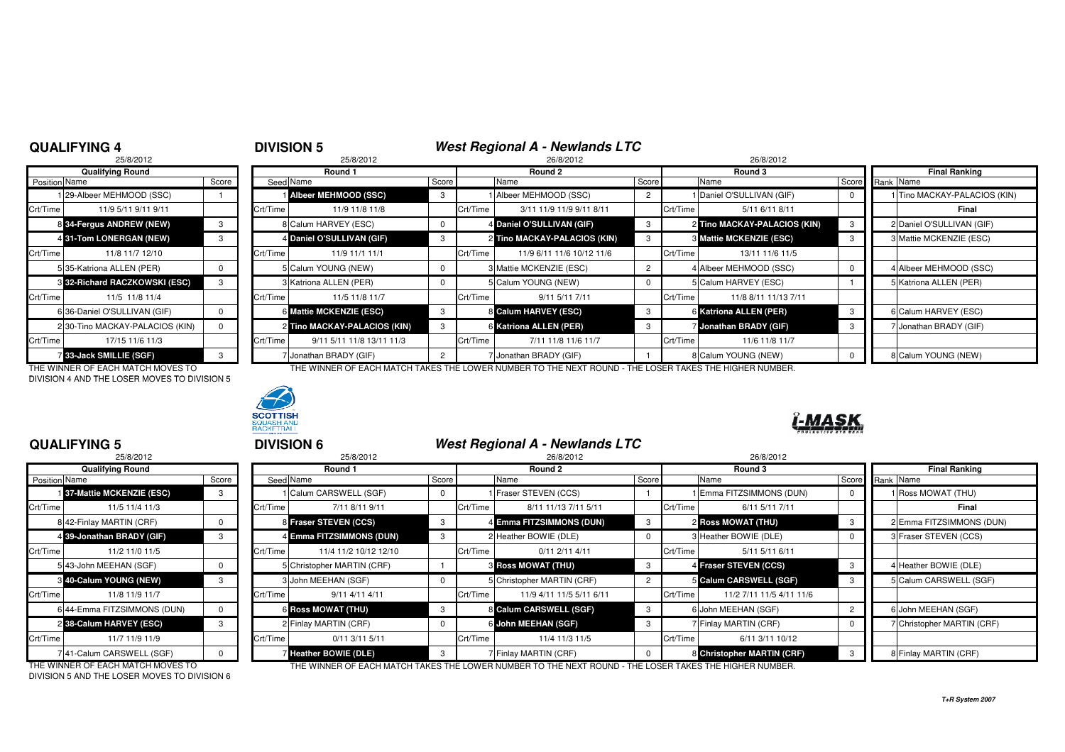## QUALIFYING 4

25/8/2012

| Position | Name | Score |
|---|---|---|
| | **Qualifying Round** | |
| 1 | 29-Albeer MEHMOOD (SSC) | 1 |
| Crt/Time | 11/9 5/11 9/11 9/11 | |
| 8 | **34-Fergus ANDREW (NEW)** | 3 |
| 4 | **31-Tom LONERGAN (NEW)** | 3 |
| Crt/Time | 11/8 11/7 12/10 | |
| 5 | 35-Katriona ALLEN (PER) | 0 |
| 3 | **32-Richard RACZKOWSKI (ESC)** | 3 |
| Crt/Time | 11/5 11/8 11/4 | |
| 6 | 36-Daniel O'SULLIVAN (GIF) | 0 |
| 2 | 30-Tino MACKAY-PALACIOS (KIN) | 0 |
| Crt/Time | 17/15 11/6 11/3 | |
| 7 | **33-Jack SMILLIE (SGF)** | 3 |

THE WINNER OF EACH MATCH MOVES TO DIVISION 4 AND THE LOSER MOVES TO DIVISION 5

## DIVISION 5

### *West Regional A - Newlands LTC*

| Seed | Round 1 (25/8/2012) | Score | | Round 2 (26/8/2012) | Score | | Round 3 (26/8/2012) | Score |
|---|---|---|---|---|---|---|---|---|
| 1 | **Albeer MEHMOOD (SSC)** | 3 | 1 | Albeer MEHMOOD (SSC) | 2 | 1 | Daniel O'SULLIVAN (GIF) | 0 |
| Crt/Time | 11/9 11/8 11/8 | | Crt/Time | 3/11 11/9 11/9 9/11 8/11 | | Crt/Time | 5/11 6/11 8/11 | |
| 8 | Calum HARVEY (ESC) | 0 | 4 | **Daniel O'SULLIVAN (GIF)** | 3 | 2 | **Tino MACKAY-PALACIOS (KIN)** | 3 |
| 4 | **Daniel O'SULLIVAN (GIF)** | 3 | 2 | **Tino MACKAY-PALACIOS (KIN)** | 3 | 3 | **Mattie MCKENZIE (ESC)** | 3 |
| Crt/Time | 11/9 11/1 11/1 | | Crt/Time | 11/9 6/11 11/6 10/12 11/6 | | Crt/Time | 13/11 11/6 11/5 | |
| 5 | Calum YOUNG (NEW) | 0 | 3 | Mattie MCKENZIE (ESC) | 2 | 4 | Albeer MEHMOOD (SSC) | 0 |
| 3 | Katriona ALLEN (PER) | 0 | 5 | Calum YOUNG (NEW) | 0 | 5 | Calum HARVEY (ESC) | 1 |
| Crt/Time | 11/5 11/8 11/7 | | Crt/Time | 9/11 5/11 7/11 | | Crt/Time | 11/8 8/11 11/13 7/11 | |
| 6 | **Mattie MCKENZIE (ESC)** | 3 | 8 | **Calum HARVEY (ESC)** | 3 | 6 | **Katriona ALLEN (PER)** | 3 |
| 2 | **Tino MACKAY-PALACIOS (KIN)** | 3 | 6 | **Katriona ALLEN (PER)** | 3 | 7 | **Jonathan BRADY (GIF)** | 3 |
| Crt/Time | 9/11 5/11 11/8 13/11 11/3 | | Crt/Time | 7/11 11/8 11/6 11/7 | | Crt/Time | 11/6 11/8 11/7 | |
| 7 | Jonathan BRADY (GIF) | 2 | 7 | Jonathan BRADY (GIF) | 1 | 8 | Calum YOUNG (NEW) | 0 |

| Rank | Final Ranking |
|---|---|
| 1 | Tino MACKAY-PALACIOS (KIN) |
| | **Final** |
| 2 | Daniel O'SULLIVAN (GIF) |
| 3 | Mattie MCKENZIE (ESC) |
| 4 | Albeer MEHMOOD (SSC) |
| 5 | Katriona ALLEN (PER) |
| 6 | Calum HARVEY (ESC) |
| 7 | Jonathan BRADY (GIF) |
| 8 | Calum YOUNG (NEW) |

THE WINNER OF EACH MATCH TAKES THE LOWER NUMBER TO THE NEXT ROUND - THE LOSER TAKES THE HIGHER NUMBER.

## QUALIFYING 5

25/8/2012

| Position | Name | Score |
|---|---|---|
| | **Qualifying Round** | |
| 1 | **37-Mattie MCKENZIE (ESC)** | 3 |
| Crt/Time | 11/5 11/4 11/3 | |
| 8 | 42-Finlay MARTIN (CRF) | 0 |
| 4 | **39-Jonathan BRADY (GIF)** | 3 |
| Crt/Time | 11/2 11/0 11/5 | |
| 5 | 43-John MEEHAN (SGF) | 0 |
| 3 | **40-Calum YOUNG (NEW)** | 3 |
| Crt/Time | 11/8 11/9 11/7 | |
| 6 | 44-Emma FITZSIMMONS (DUN) | 0 |
| 2 | **38-Calum HARVEY (ESC)** | 3 |
| Crt/Time | 11/7 11/9 11/9 | |
| 7 | 41-Calum CARSWELL (SGF) | 0 |

THE WINNER OF EACH MATCH MOVES TO DIVISION 5 AND THE LOSER MOVES TO DIVISION 6

## DIVISION 6

### *West Regional A - Newlands LTC*

| Seed | Round 1 (25/8/2012) | Score | | Round 2 (26/8/2012) | Score | | Round 3 (26/8/2012) | Score |
|---|---|---|---|---|---|---|---|---|
| 1 | Calum CARSWELL (SGF) | 0 | 1 | Fraser STEVEN (CCS) | 1 | 1 | Emma FITZSIMMONS (DUN) | 0 |
| Crt/Time | 7/11 8/11 9/11 | | Crt/Time | 8/11 11/13 7/11 5/11 | | Crt/Time | 6/11 5/11 7/11 | |
| 8 | **Fraser STEVEN (CCS)** | 3 | 4 | **Emma FITZSIMMONS (DUN)** | 3 | 2 | **Ross MOWAT (THU)** | 3 |
| 4 | **Emma FITZSIMMONS (DUN)** | 3 | 2 | Heather BOWIE (DLE) | 0 | 3 | Heather BOWIE (DLE) | 0 |
| Crt/Time | 11/4 11/2 10/12 12/10 | | Crt/Time | 0/11 2/11 4/11 | | Crt/Time | 5/11 5/11 6/11 | |
| 5 | Christopher MARTIN (CRF) | 1 | 3 | **Ross MOWAT (THU)** | 3 | 4 | **Fraser STEVEN (CCS)** | 3 |
| 3 | John MEEHAN (SGF) | 0 | 5 | Christopher MARTIN (CRF) | 2 | 5 | **Calum CARSWELL (SGF)** | 3 |
| Crt/Time | 9/11 4/11 4/11 | | Crt/Time | 11/9 4/11 11/5 5/11 6/11 | | Crt/Time | 11/2 7/11 11/5 4/11 11/6 | |
| 6 | **Ross MOWAT (THU)** | 3 | 8 | **Calum CARSWELL (SGF)** | 3 | 6 | John MEEHAN (SGF) | 2 |
| 2 | Finlay MARTIN (CRF) | 0 | 6 | **John MEEHAN (SGF)** | 3 | 7 | Finlay MARTIN (CRF) | 0 |
| Crt/Time | 0/11 3/11 5/11 | | Crt/Time | 11/4 11/3 11/5 | | Crt/Time | 6/11 3/11 10/12 | |
| 7 | **Heather BOWIE (DLE)** | 3 | 7 | Finlay MARTIN (CRF) | 0 | 8 | **Christopher MARTIN (CRF)** | 3 |

| Rank | Final Ranking |
|---|---|
| 1 | Ross MOWAT (THU) |
| | **Final** |
| 2 | Emma FITZSIMMONS (DUN) |
| 3 | Fraser STEVEN (CCS) |
| 4 | Heather BOWIE (DLE) |
| 5 | Calum CARSWELL (SGF) |
| 6 | John MEEHAN (SGF) |
| 7 | Christopher MARTIN (CRF) |
| 8 | Finlay MARTIN (CRF) |

THE WINNER OF EACH MATCH TAKES THE LOWER NUMBER TO THE NEXT ROUND - THE LOSER TAKES THE HIGHER NUMBER.

*T+R System 2007*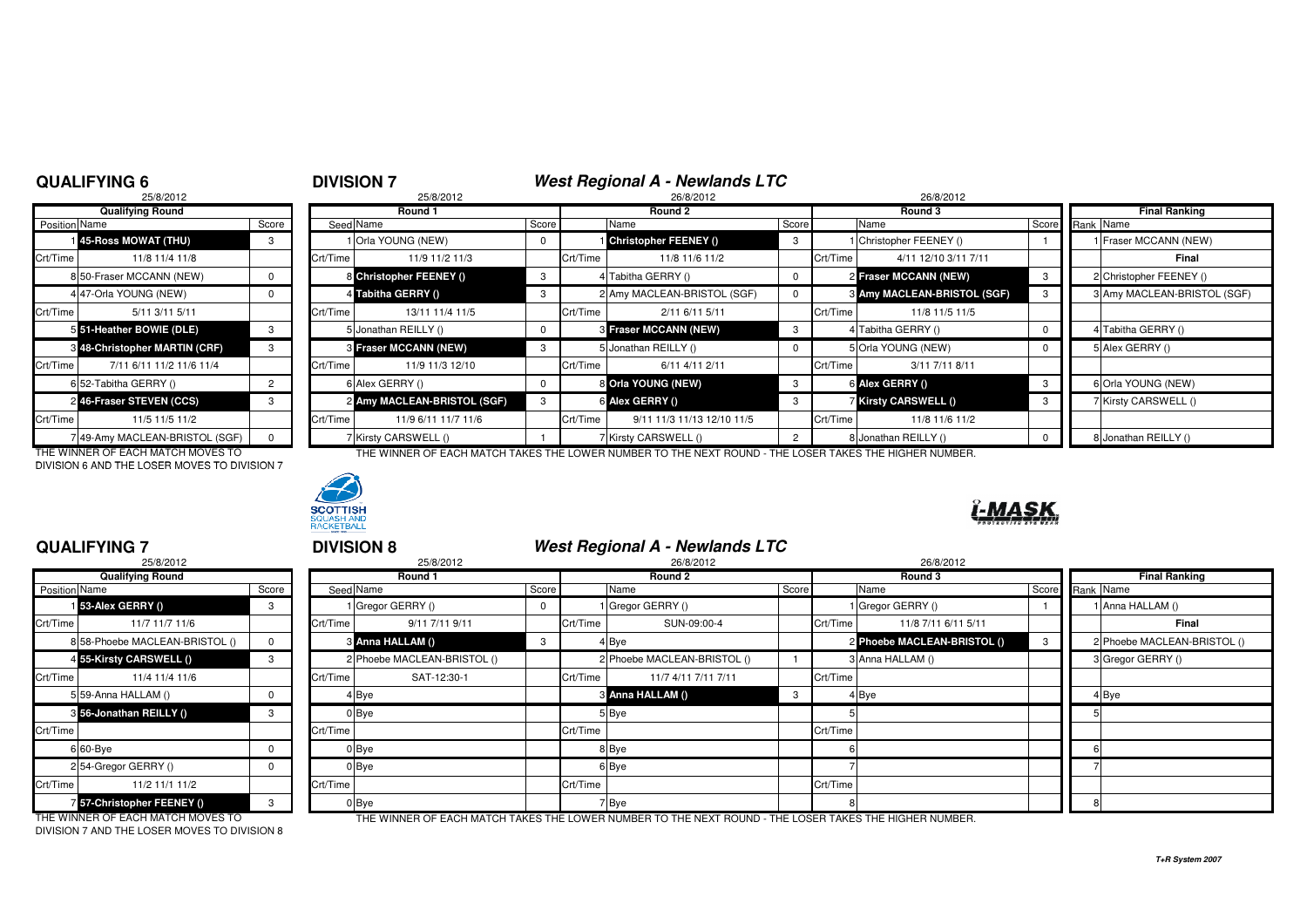## QUALIFYING 6

25/8/2012

| Qualifying Round | | |
|---|---|---|
| Position | Name | Score |
| 1 | **45-Ross MOWAT (THU)** | 3 |
| Crt/Time | 11/8 11/4 11/8 | |
| 8 | 50-Fraser MCCANN (NEW) | 0 |
| 4 | 47-Orla YOUNG (NEW) | 0 |
| Crt/Time | 5/11 3/11 5/11 | |
| 5 | **51-Heather BOWIE (DLE)** | 3 |
| 3 | **48-Christopher MARTIN (CRF)** | 3 |
| Crt/Time | 7/11 6/11 11/2 11/6 11/4 | |
| 6 | 52-Tabitha GERRY () | 2 |
| 2 | **46-Fraser STEVEN (CCS)** | 3 |
| Crt/Time | 11/5 11/5 11/2 | |
| 7 | 49-Amy MACLEAN-BRISTOL (SGF) | 0 |

THE WINNER OF EACH MATCH MOVES TO DIVISION 6 AND THE LOSER MOVES TO DIVISION 7

## DIVISION 7

### West Regional A - Newlands LTC

| Round 1 (25/8/2012) | | | Round 2 (26/8/2012) | | | Round 3 (26/8/2012) | | | Final Ranking | |
|---|---|---|---|---|---|---|---|---|---|---|
| Seed | Name | Score | | Name | Score | | Name | Score | Rank | Name |
| 1 | Orla YOUNG (NEW) | 0 | 1 | **Christopher FEENEY ()** | 3 | 1 | Christopher FEENEY () | 1 | 1 | Fraser MCCANN (NEW) |
| Crt/Time | 11/9 11/2 11/3 | | Crt/Time | 11/8 11/6 11/2 | | Crt/Time | 4/11 12/10 3/11 7/11 | | | **Final** |
| 8 | **Christopher FEENEY ()** | 3 | 4 | Tabitha GERRY () | 0 | 2 | **Fraser MCCANN (NEW)** | 3 | 2 | Christopher FEENEY () |
| 4 | **Tabitha GERRY ()** | 3 | 2 | Amy MACLEAN-BRISTOL (SGF) | 0 | 3 | **Amy MACLEAN-BRISTOL (SGF)** | 3 | 3 | Amy MACLEAN-BRISTOL (SGF) |
| Crt/Time | 13/11 11/4 11/5 | | Crt/Time | 2/11 6/11 5/11 | | Crt/Time | 11/8 11/5 11/5 | | | |
| 5 | Jonathan REILLY () | 0 | 3 | **Fraser MCCANN (NEW)** | 3 | 4 | Tabitha GERRY () | 0 | 4 | Tabitha GERRY () |
| 3 | **Fraser MCCANN (NEW)** | 3 | 5 | Jonathan REILLY () | 0 | 5 | Orla YOUNG (NEW) | 0 | 5 | Alex GERRY () |
| Crt/Time | 11/9 11/3 12/10 | | Crt/Time | 6/11 4/11 2/11 | | Crt/Time | 3/11 7/11 8/11 | | | |
| 6 | Alex GERRY () | 0 | 8 | **Orla YOUNG (NEW)** | 3 | 6 | **Alex GERRY ()** | 3 | 6 | Orla YOUNG (NEW) |
| 2 | **Amy MACLEAN-BRISTOL (SGF)** | 3 | 6 | **Alex GERRY ()** | 3 | 7 | **Kirsty CARSWELL ()** | 3 | 7 | Kirsty CARSWELL () |
| Crt/Time | 11/9 6/11 11/7 11/6 | | Crt/Time | 9/11 11/3 11/13 12/10 11/5 | | Crt/Time | 11/8 11/6 11/2 | | | |
| 7 | Kirsty CARSWELL () | 1 | 7 | Kirsty CARSWELL () | 2 | 8 | Jonathan REILLY () | 0 | 8 | Jonathan REILLY () |

THE WINNER OF EACH MATCH TAKES THE LOWER NUMBER TO THE NEXT ROUND - THE LOSER TAKES THE HIGHER NUMBER.

## QUALIFYING 7

25/8/2012

| Qualifying Round | | |
|---|---|---|
| Position | Name | Score |
| 1 | **53-Alex GERRY ()** | 3 |
| Crt/Time | 11/7 11/7 11/6 | |
| 8 | 58-Phoebe MACLEAN-BRISTOL () | 0 |
| 4 | **55-Kirsty CARSWELL ()** | 3 |
| Crt/Time | 11/4 11/4 11/6 | |
| 5 | 59-Anna HALLAM () | 0 |
| 3 | **56-Jonathan REILLY ()** | 3 |
| Crt/Time | | |
| 6 | 60-Bye | 0 |
| 2 | 54-Gregor GERRY () | 0 |
| Crt/Time | 11/2 11/1 11/2 | |
| 7 | **57-Christopher FEENEY ()** | 3 |

THE WINNER OF EACH MATCH MOVES TO DIVISION 7 AND THE LOSER MOVES TO DIVISION 8

## DIVISION 8

### West Regional A - Newlands LTC

| Round 1 (25/8/2012) | | | Round 2 (26/8/2012) | | | Round 3 (26/8/2012) | | | Final Ranking | |
|---|---|---|---|---|---|---|---|---|---|---|
| Seed | Name | Score | | Name | Score | | Name | Score | Rank | Name |
| 1 | Gregor GERRY () | 0 | 1 | Gregor GERRY () | | 1 | Gregor GERRY () | 1 | 1 | Anna HALLAM () |
| Crt/Time | 9/11 7/11 9/11 | | Crt/Time | SUN-09:00-4 | | Crt/Time | 11/8 7/11 6/11 5/11 | | | **Final** |
| 3 | **Anna HALLAM ()** | 3 | 4 | Bye | | 2 | **Phoebe MACLEAN-BRISTOL ()** | 3 | 2 | Phoebe MACLEAN-BRISTOL () |
| 2 | Phoebe MACLEAN-BRISTOL () | | 2 | Phoebe MACLEAN-BRISTOL () | 1 | 3 | Anna HALLAM () | | 3 | Gregor GERRY () |
| Crt/Time | SAT-12:30-1 | | Crt/Time | 11/7 4/11 7/11 7/11 | | Crt/Time | | | | |
| 4 | Bye | | 3 | **Anna HALLAM ()** | 3 | 4 | Bye | | 4 | Bye |
| 0 | Bye | | 5 | Bye | | 5 | | | 5 | |
| Crt/Time | | | Crt/Time | | | Crt/Time | | | | |
| 0 | Bye | | 8 | Bye | | 6 | | | 6 | |
| 0 | Bye | | 6 | Bye | | 7 | | | 7 | |
| Crt/Time | | | Crt/Time | | | Crt/Time | | | | |
| 0 | Bye | | 7 | Bye | | 8 | | | 8 | |

THE WINNER OF EACH MATCH TAKES THE LOWER NUMBER TO THE NEXT ROUND - THE LOSER TAKES THE HIGHER NUMBER.

T+R System 2007